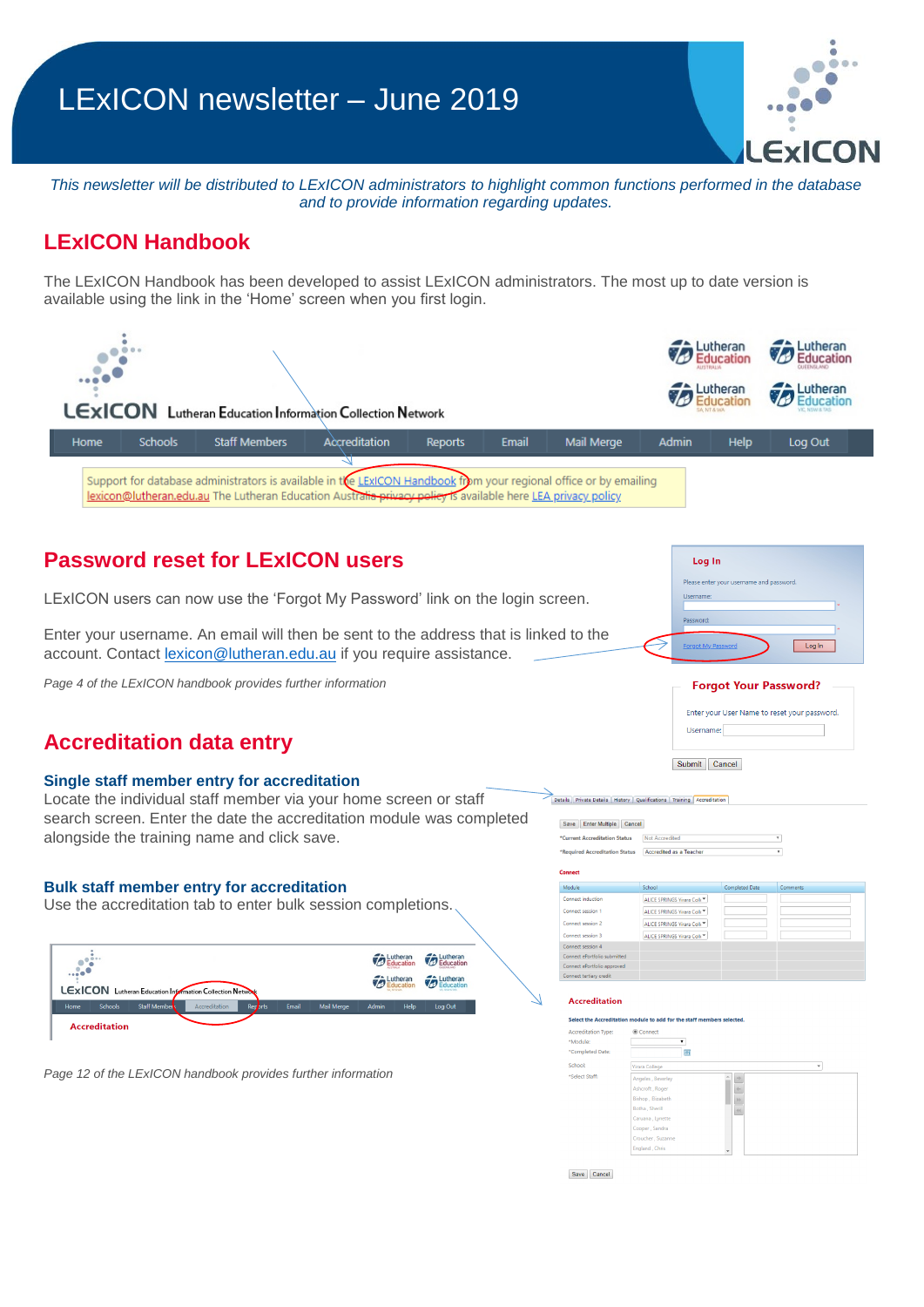# LExICON newsletter – June 2019

*This newsletter will be distributed to LExICON administrators to highlight common functions performed in the database and to provide information regarding updates.*

## LExICON Handbook

The LExICON Handbook has been developed to assist LExICON administrators. The most up to date version is available using the link in the 'Home' screen when you first login.

## Password reset for LExICON users

LExICON users can now use the 'Forgot My Password' link on the login screen.

Enter your username. An email will then be sent to the address that is linked to the account. Contact lexicon@lutheran.edu.au if you require assistance.

*Page 4 of the LExICON handbook provides further information*

## Accreditation data entry

### Single staff member entry for accreditation

Locate the individual staff member via your home screen or staff search screen. Enter the date the accreditation module was completed alongside the training name and click save.

### Bulk staff member entry for accreditation

Use the accreditation tab to enter bulk session completions.

*Page 12 of the LExICON handbook provides further information*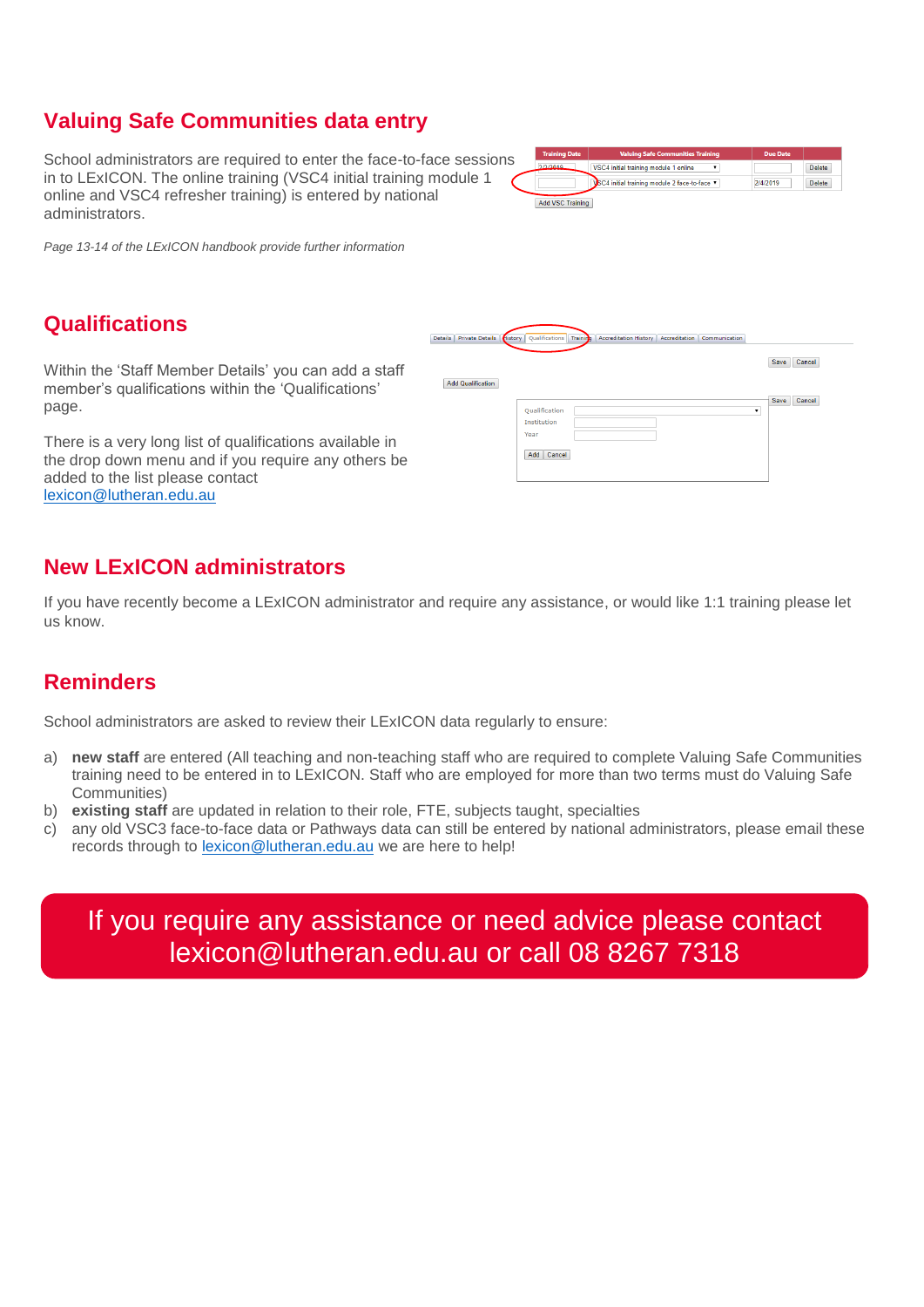## Valuing Safe Communities data entry

School administrators are required to enter the face-to-face sessions in to LExICON. The online training (VSC4 initial training module 1 online and VSC4 refresher training) is entered by national administrators.

*Page 13-14 of the LExICON handbook provide further information*

## Qualifications

Within the 'Staff Member Details' you can add a staff member's qualifications within the 'Qualifications' page.

There is a very long list of qualifications available in the drop down menu and if you require any others be added to the list please contact lexicon@lutheran.edu.au

## New LExICON administrators

If you have recently become a LExICON administrator and require any assistance, or would like 1:1 training please let us know.

## Reminders

School administrators are asked to review their LExICON data regularly to ensure:

a) **new staff** are entered (All teaching and non-teaching staff who are required to complete Valuing Safe Communities training need to be entered in to LExICON. Staff who are employed for more than two terms must do Valuing Safe Communities)
b) **existing staff** are updated in relation to their role, FTE, subjects taught, specialties
c) any old VSC3 face-to-face data or Pathways data can still be entered by national administrators, please email these records through to lexicon@lutheran.edu.au we are here to help!

If you require any assistance or need advice please contact lexicon@lutheran.edu.au or call 08 8267 7318